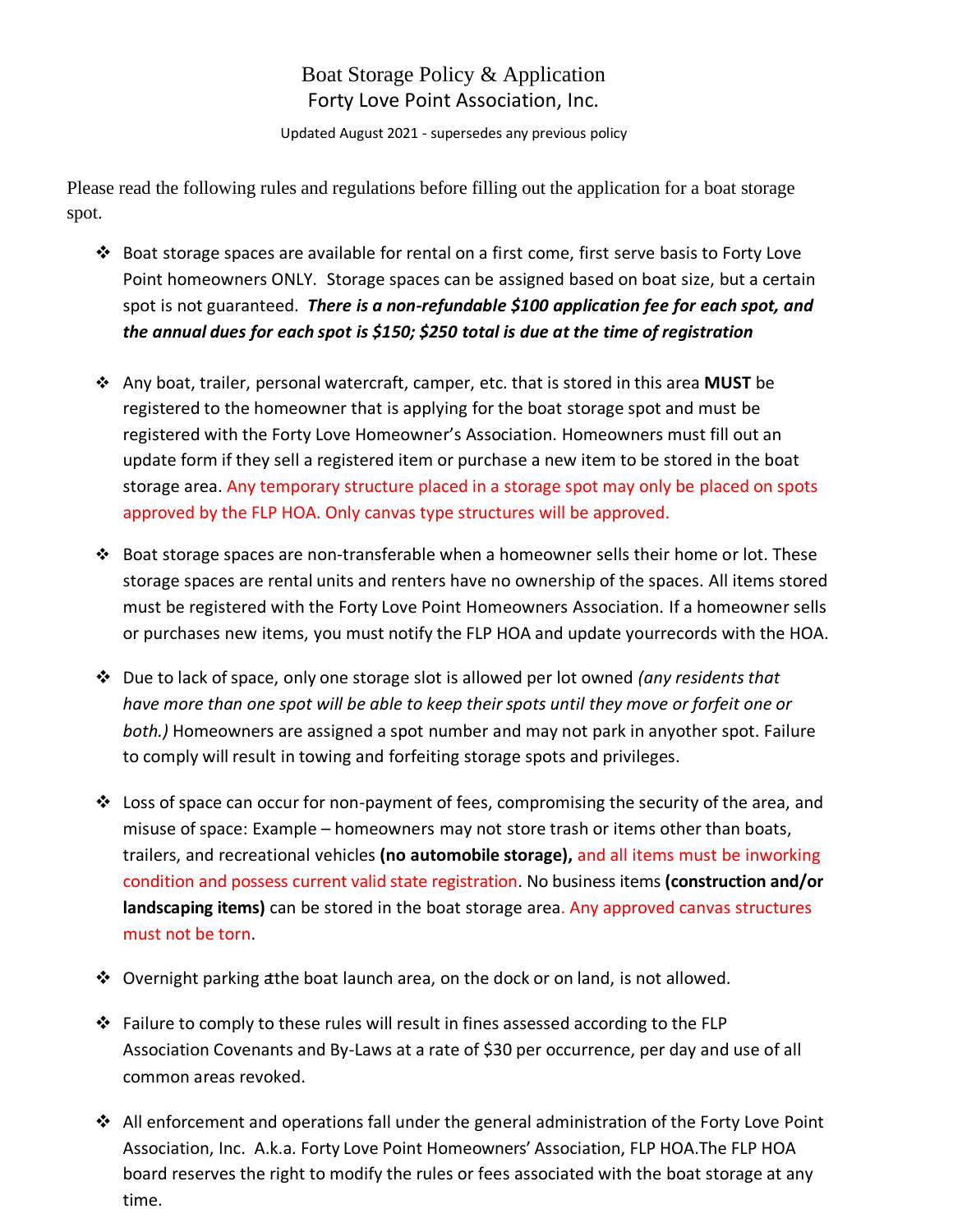# Boat Storage Policy & Application
## Forty Love Point Association, Inc.

Updated August 2021 - supersedes any previous policy

Please read the following rules and regulations before filling out the application for a boat storage spot.

- Boat storage spaces are available for rental on a first come, first serve basis to Forty Love Point homeowners ONLY. Storage spaces can be assigned based on boat size, but a certain spot is not guaranteed. ***There is a non-refundable $100 application fee for each spot, and the annual dues for each spot is $150; $250 total is due at the time of registration***

- Any boat, trailer, personal watercraft, camper, etc. that is stored in this area **MUST** be registered to the homeowner that is applying for the boat storage spot and must be registered with the Forty Love Homeowner's Association. Homeowners must fill out an update form if they sell a registered item or purchase a new item to be stored in the boat storage area. Any temporary structure placed in a storage spot may only be placed on spots approved by the FLP HOA. Only canvas type structures will be approved.

- Boat storage spaces are non-transferable when a homeowner sells their home or lot. These storage spaces are rental units and renters have no ownership of the spaces. All items stored must be registered with the Forty Love Point Homeowners Association. If a homeowner sells or purchases new items, you must notify the FLP HOA and update yourrecords with the HOA.

- Due to lack of space, only one storage slot is allowed per lot owned *(any residents that have more than one spot will be able to keep their spots until they move or forfeit one or both.)* Homeowners are assigned a spot number and may not park in anyother spot. Failure to comply will result in towing and forfeiting storage spots and privileges.

- Loss of space can occur for non-payment of fees, compromising the security of the area, and misuse of space: Example – homeowners may not store trash or items other than boats, trailers, and recreational vehicles **(no automobile storage),** and all items must be inworking condition and possess current valid state registration. No business items **(construction and/or landscaping items)** can be stored in the boat storage area. Any approved canvas structures must not be torn.

- Overnight parking atthe boat launch area, on the dock or on land, is not allowed.

- Failure to comply to these rules will result in fines assessed according to the FLP Association Covenants and By-Laws at a rate of $30 per occurrence, per day and use of all common areas revoked.

- All enforcement and operations fall under the general administration of the Forty Love Point Association, Inc. A.k.a. Forty Love Point Homeowners' Association, FLP HOA.The FLP HOA board reserves the right to modify the rules or fees associated with the boat storage at any time.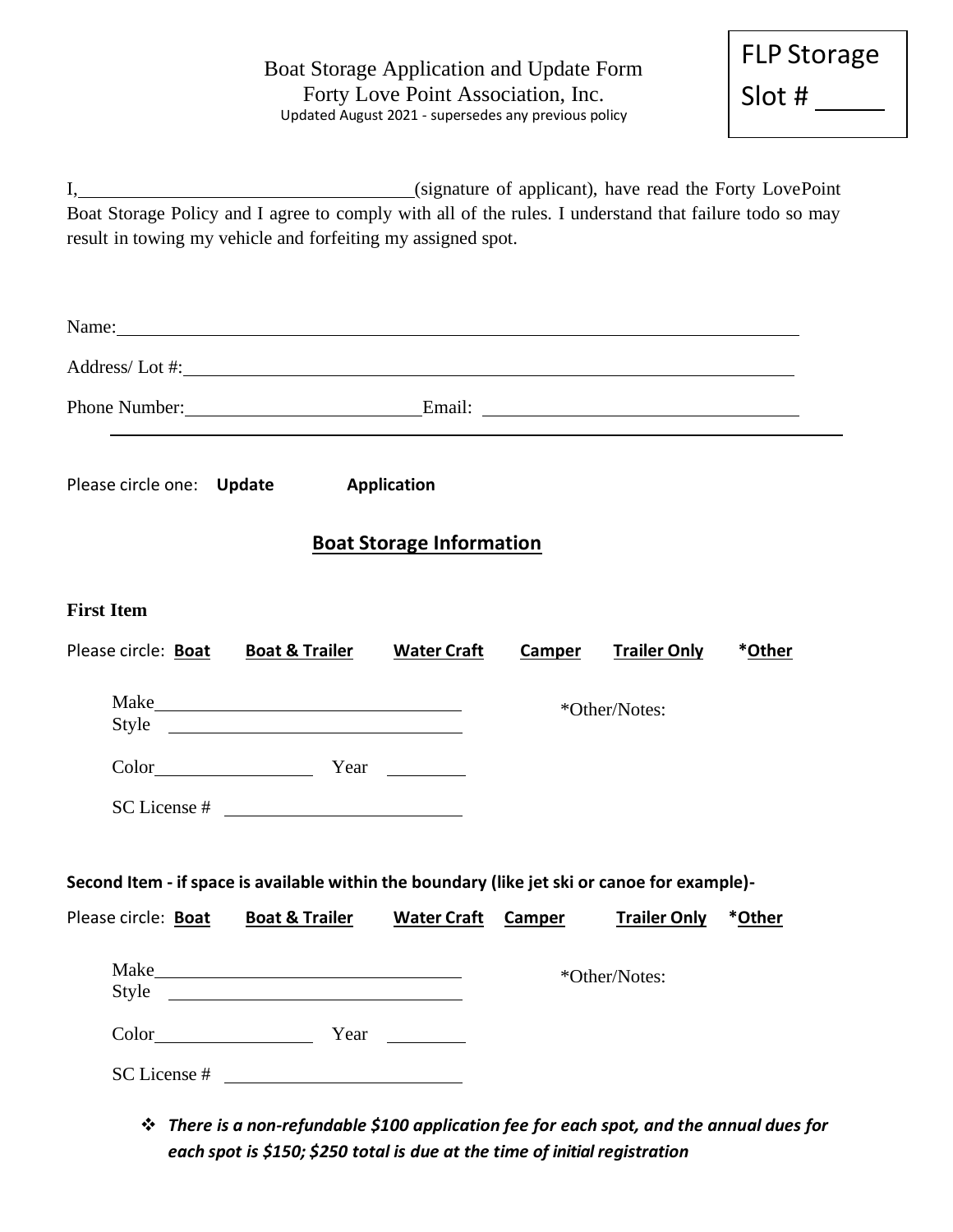# Boat Storage Application and Update Form

Forty Love Point Association, Inc.

Updated August 2021 - supersedes any previous policy

FLP Storage Slot # ______

I, ____________________________________(signature of applicant), have read the Forty LovePoint Boat Storage Policy and I agree to comply with all of the rules. I understand that failure todo so may result in towing my vehicle and forfeiting my assigned spot.

Name: ____________________________________________________________________

Address/ Lot #: ______________________________________________________________

Phone Number: __________________________ Email: ___________________________

Please circle one: **Update** **Application**

## Boat Storage Information

**First Item**

Please circle: **Boat** **Boat & Trailer** **Water Craft** **Camper** **Trailer Only** ***Other**

Make ________________________________

Style ________________________________

Color ________________ Year ________

SC License # ________________________

*Other/Notes:

**Second Item - if space is available within the boundary (like jet ski or canoe for example)-**

Please circle: **Boat** **Boat & Trailer** **Water Craft** **Camper** **Trailer Only** ***Other**

Make ________________________________

Style ________________________________

Color ________________ Year ________

SC License # ________________________

*Other/Notes:

- ***There is a non-refundable $100 application fee for each spot, and the annual dues for each spot is $150; $250 total is due at the time of initial registration***